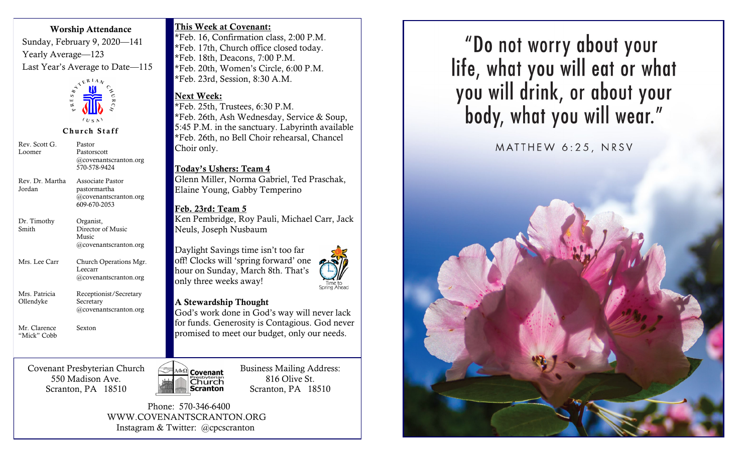**Worship Attendance**

Sunday, February 9, 2020—141

Yearly Average—123

Last Year's Average to Date—115

**Church Staff**

| | |
|---|---|
| Rev. Scott G. Loomer | Pastor Pastorscott @covenantscranton.org 570-578-9424 |
| Rev. Dr. Martha Jordan | Associate Pastor pastormartha @covenantscranton.org 609-670-2053 |
| Dr. Timothy Smith | Organist, Director of Music Music @covenantscranton.org |
| Mrs. Lee Carr | Church Operations Mgr. Leecarr @covenantscranton.org |
| Mrs. Patricia Ollendyke | Receptionist/Secretary Secretary @covenantscranton.org |
| Mr. Clarence "Mick" Cobb | Sexton |

**This Week at Covenant:**

*Feb. 16, Confirmation class, 2:00 P.M.
*Feb. 17th, Church office closed today.
*Feb. 18th, Deacons, 7:00 P.M.
*Feb. 20th, Women's Circle, 6:00 P.M.
*Feb. 23rd, Session, 8:30 A.M.

**Next Week:**

*Feb. 25th, Trustees, 6:30 P.M.
*Feb. 26th, Ash Wednesday, Service & Soup, 5:45 P.M. in the sanctuary. Labyrinth available
*Feb. 26th, no Bell Choir rehearsal, Chancel Choir only.

**Today's Ushers: Team 4**

Glenn Miller, Norma Gabriel, Ted Praschak, Elaine Young, Gabby Temperino

**Feb. 23rd: Team 5**

Ken Pembridge, Roy Pauli, Michael Carr, Jack Neuls, Joseph Nusbaum

Daylight Savings time isn't too far off! Clocks will 'spring forward' one hour on Sunday, March 8th. That's only three weeks away!

Time to Spring Ahead

**A Stewardship Thought**

God's work done in God's way will never lack for funds. Generosity is Contagious. God never promised to meet our budget, only our needs.

Covenant Presbyterian Church
550 Madison Ave.
Scranton, PA 18510

Covenant Presbyterian Church Scranton

Business Mailing Address:
816 Olive St.
Scranton, PA 18510

Phone: 570-346-6400
WWW.COVENANTSCRANTON.ORG
Instagram & Twitter: @cpcscranton

# "Do not worry about your life, what you will eat or what you will drink, or about your body, what you will wear."

MATTHEW 6:25, NRSV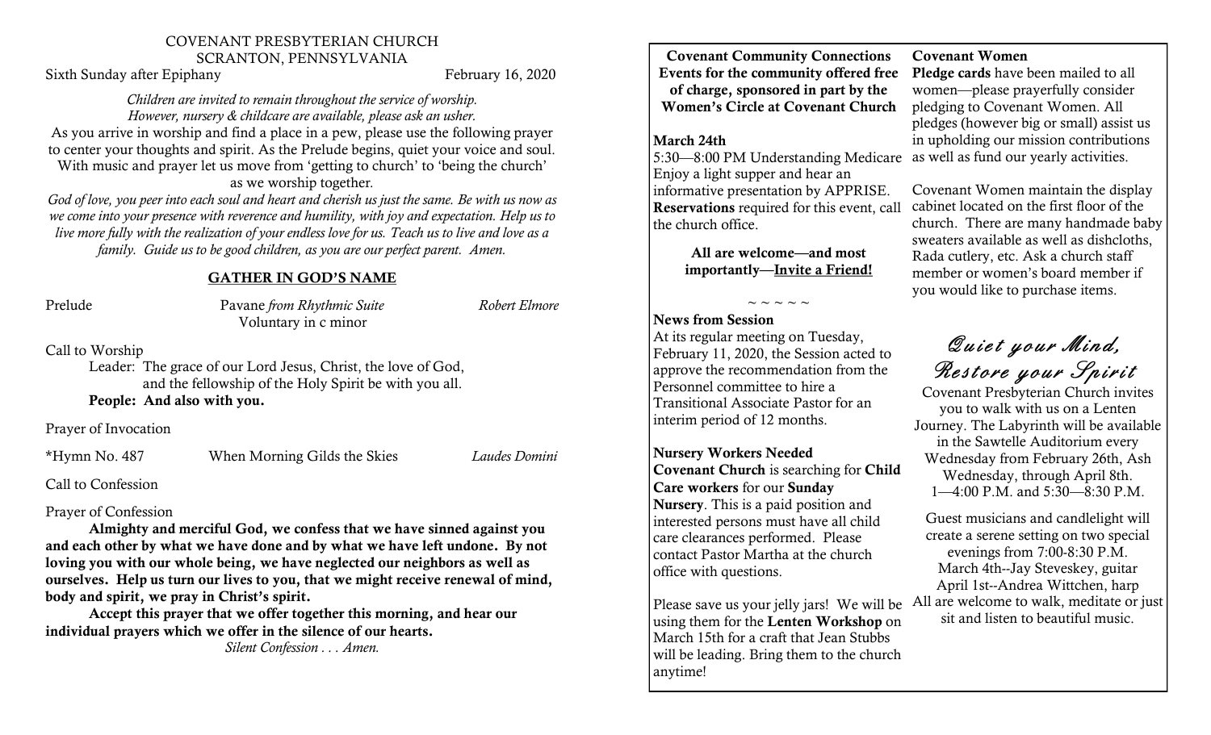COVENANT PRESBYTERIAN CHURCH
SCRANTON, PENNSYLVANIA

Sixth Sunday after Epiphany — February 16, 2020

*Children are invited to remain throughout the service of worship. However, nursery & childcare are available, please ask an usher.*

As you arrive in worship and find a place in a pew, please use the following prayer to center your thoughts and spirit. As the Prelude begins, quiet your voice and soul. With music and prayer let us move from 'getting to church' to 'being the church' as we worship together.

*God of love, you peer into each soul and heart and cherish us just the same. Be with us now as we come into your presence with reverence and humility, with joy and expectation. Help us to live more fully with the realization of your endless love for us. Teach us to live and love as a family. Guide us to be good children, as you are our perfect parent. Amen.*

## GATHER IN GOD'S NAME

Prelude — Pavane *from Rhythmic Suite* — *Robert Elmore*
Voluntary in c minor

Call to Worship

Leader: The grace of our Lord Jesus, Christ, the love of God, and the fellowship of the Holy Spirit be with you all.
**People: And also with you.**

Prayer of Invocation

*Hymn No. 487 — When Morning Gilds the Skies — *Laudes Domini*

Call to Confession

Prayer of Confession

**Almighty and merciful God, we confess that we have sinned against you and each other by what we have done and by what we have left undone. By not loving you with our whole being, we have neglected our neighbors as well as ourselves. Help us turn our lives to you, that we might receive renewal of mind, body and spirit, we pray in Christ's spirit.**

**Accept this prayer that we offer together this morning, and hear our individual prayers which we offer in the silence of our hearts.**

*Silent Confession . . . Amen.*

**Covenant Community Connections**
**Events for the community offered free of charge, sponsored in part by the Women's Circle at Covenant Church**

**March 24th**
5:30—8:00 PM Understanding Medicare
Enjoy a light supper and hear an informative presentation by APPRISE. **Reservations** required for this event, call the church office.

**All are welcome—and most importantly—Invite a Friend!**

~ ~ ~ ~ ~

**News from Session**
At its regular meeting on Tuesday, February 11, 2020, the Session acted to approve the recommendation from the Personnel committee to hire a Transitional Associate Pastor for an interim period of 12 months.

**Nursery Workers Needed**
**Covenant Church** is searching for **Child Care workers** for our **Sunday Nursery**. This is a paid position and interested persons must have all child care clearances performed. Please contact Pastor Martha at the church office with questions.

Please save us your jelly jars! We will be using them for the **Lenten Workshop** on March 15th for a craft that Jean Stubbs will be leading. Bring them to the church anytime!

**Covenant Women**
**Pledge cards** have been mailed to all women—please prayerfully consider pledging to Covenant Women. All pledges (however big or small) assist us in upholding our mission contributions as well as fund our yearly activities.

Covenant Women maintain the display cabinet located on the first floor of the church. There are many handmade baby sweaters available as well as dishcloths, Rada cutlery, etc. Ask a church staff member or women's board member if you would like to purchase items.

## *Quiet your Mind, Restore your Spirit*

Covenant Presbyterian Church invites you to walk with us on a Lenten Journey. The Labyrinth will be available in the Sawtelle Auditorium every Wednesday from February 26th, Ash Wednesday, through April 8th.
1—4:00 P.M. and 5:30—8:30 P.M.

Guest musicians and candlelight will create a serene setting on two special evenings from 7:00-8:30 P.M.
March 4th--Jay Steveskey, guitar
April 1st--Andrea Wittchen, harp
All are welcome to walk, meditate or just sit and listen to beautiful music.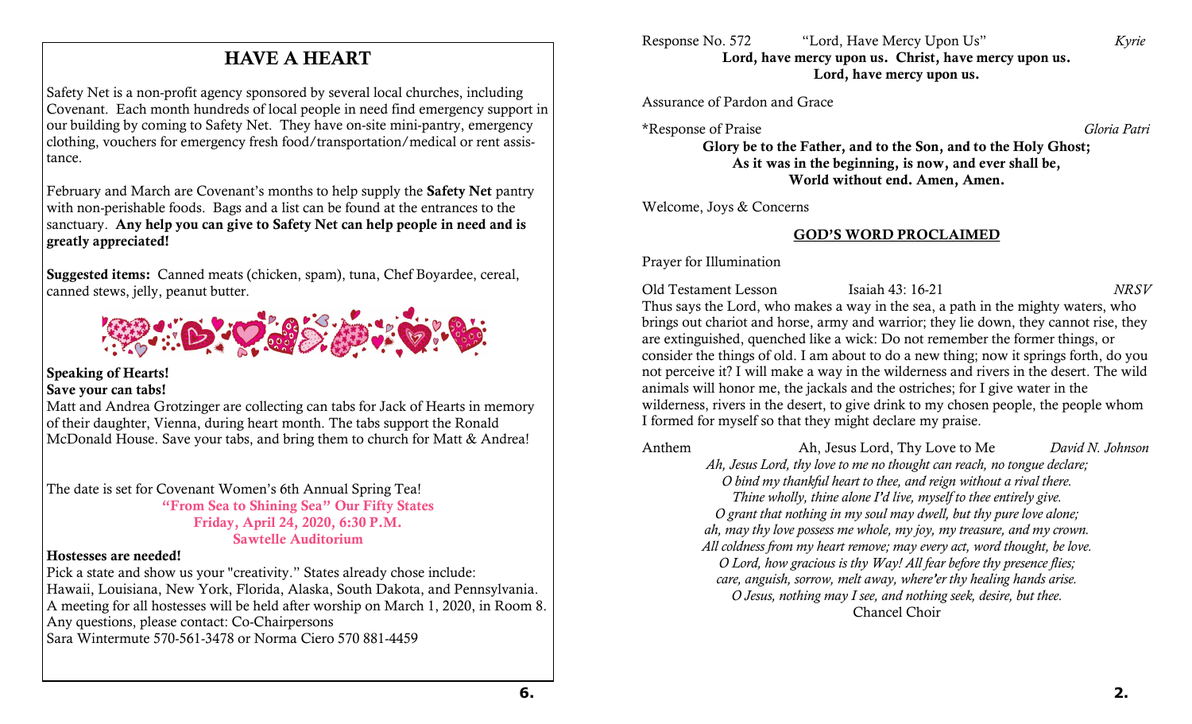## HAVE A HEART

Safety Net is a non-profit agency sponsored by several local churches, including Covenant. Each month hundreds of local people in need find emergency support in our building by coming to Safety Net. They have on-site mini-pantry, emergency clothing, vouchers for emergency fresh food/transportation/medical or rent assistance.

February and March are Covenant's months to help supply the **Safety Net** pantry with non-perishable foods. Bags and a list can be found at the entrances to the sanctuary. **Any help you can give to Safety Net can help people in need and is greatly appreciated!**

**Suggested items:** Canned meats (chicken, spam), tuna, Chef Boyardee, cereal, canned stews, jelly, peanut butter.

**Speaking of Hearts!**
**Save your can tabs!**
Matt and Andrea Grotzinger are collecting can tabs for Jack of Hearts in memory of their daughter, Vienna, during heart month. The tabs support the Ronald McDonald House. Save your tabs, and bring them to church for Matt & Andrea!

The date is set for Covenant Women's 6th Annual Spring Tea!

**"From Sea to Shining Sea" Our Fifty States**
**Friday, April 24, 2020, 6:30 P.M.**
**Sawtelle Auditorium**

**Hostesses are needed!**
Pick a state and show us your "creativity." States already chose include: Hawaii, Louisiana, New York, Florida, Alaska, South Dakota, and Pennsylvania. A meeting for all hostesses will be held after worship on March 1, 2020, in Room 8. Any questions, please contact: Co-Chairpersons
Sara Wintermute 570-561-3478 or Norma Ciero 570 881-4459

Response No. 572 "Lord, Have Mercy Upon Us" *Kyrie*

**Lord, have mercy upon us. Christ, have mercy upon us.**
**Lord, have mercy upon us.**

Assurance of Pardon and Grace

*Response of Praise *Gloria Patri*

**Glory be to the Father, and to the Son, and to the Holy Ghost;**
**As it was in the beginning, is now, and ever shall be,**
**World without end. Amen, Amen.**

Welcome, Joys & Concerns

## GOD'S WORD PROCLAIMED

Prayer for Illumination

Old Testament Lesson Isaiah 43: 16-21 *NRSV*

Thus says the Lord, who makes a way in the sea, a path in the mighty waters, who brings out chariot and horse, army and warrior; they lie down, they cannot rise, they are extinguished, quenched like a wick: Do not remember the former things, or consider the things of old. I am about to do a new thing; now it springs forth, do you not perceive it? I will make a way in the wilderness and rivers in the desert. The wild animals will honor me, the jackals and the ostriches; for I give water in the wilderness, rivers in the desert, to give drink to my chosen people, the people whom I formed for myself so that they might declare my praise.

Anthem Ah, Jesus Lord, Thy Love to Me *David N. Johnson*

*Ah, Jesus Lord, thy love to me no thought can reach, no tongue declare;*
*O bind my thankful heart to thee, and reign without a rival there.*
*Thine wholly, thine alone I'd live, myself to thee entirely give.*
*O grant that nothing in my soul may dwell, but thy pure love alone;*
*ah, may thy love possess me whole, my joy, my treasure, and my crown.*
*All coldness from my heart remove; may every act, word thought, be love.*
*O Lord, how gracious is thy Way! All fear before thy presence flies;*
*care, anguish, sorrow, melt away, where'er thy healing hands arise.*
*O Jesus, nothing may I see, and nothing seek, desire, but thee.*
Chancel Choir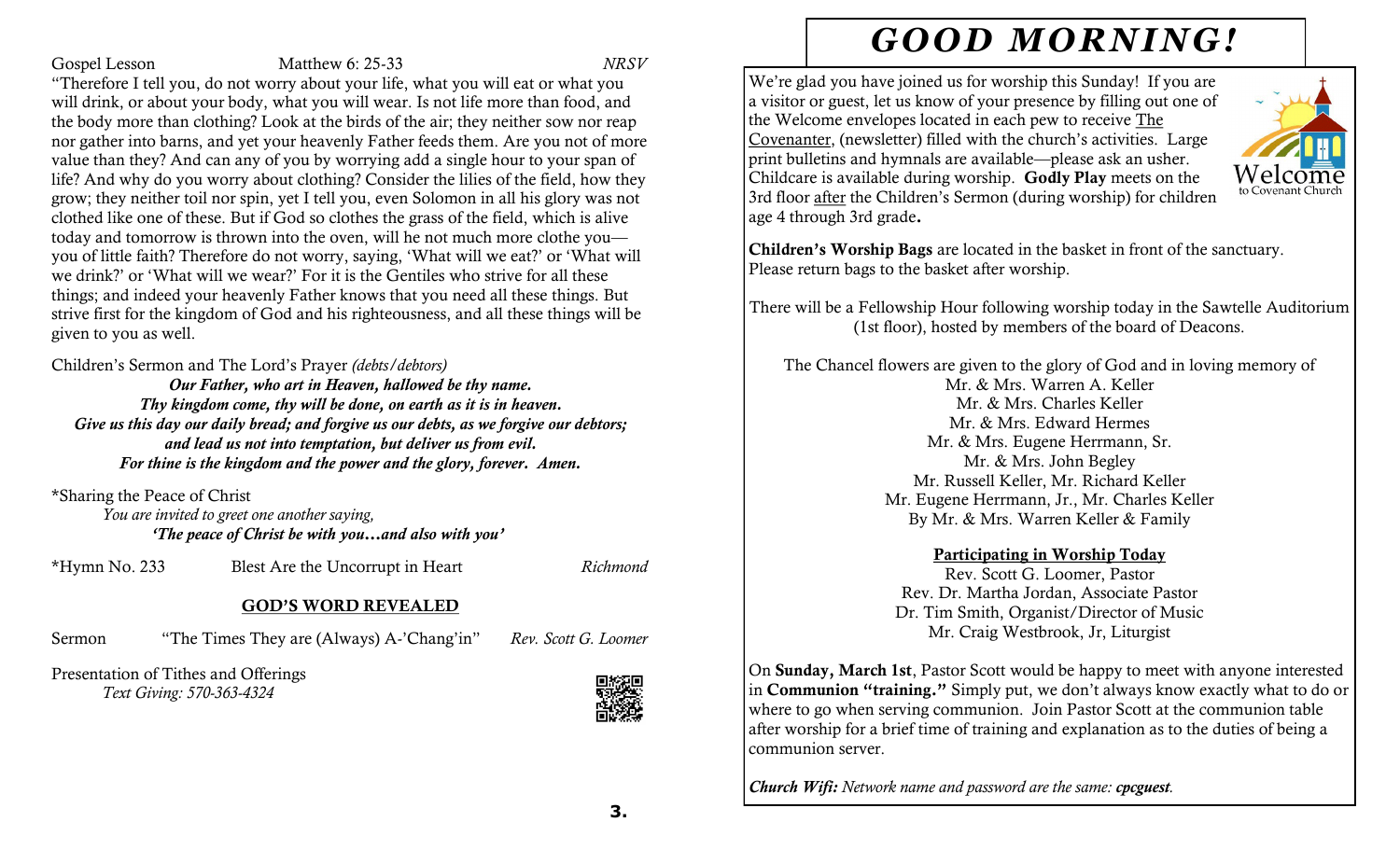Gospel Lesson Matthew 6: 25-33 *NRSV*

"Therefore I tell you, do not worry about your life, what you will eat or what you will drink, or about your body, what you will wear. Is not life more than food, and the body more than clothing? Look at the birds of the air; they neither sow nor reap nor gather into barns, and yet your heavenly Father feeds them. Are you not of more value than they? And can any of you by worrying add a single hour to your span of life? And why do you worry about clothing? Consider the lilies of the field, how they grow; they neither toil nor spin, yet I tell you, even Solomon in all his glory was not clothed like one of these. But if God so clothes the grass of the field, which is alive today and tomorrow is thrown into the oven, will he not much more clothe you—you of little faith? Therefore do not worry, saying, 'What will we eat?' or 'What will we drink?' or 'What will we wear?' For it is the Gentiles who strive for all these things; and indeed your heavenly Father knows that you need all these things. But strive first for the kingdom of God and his righteousness, and all these things will be given to you as well.

Children's Sermon and The Lord's Prayer *(debts/debtors)*

***Our Father, who art in Heaven, hallowed be thy name.***
***Thy kingdom come, thy will be done, on earth as it is in heaven.***
***Give us this day our daily bread; and forgive us our debts, as we forgive our debtors;***
***and lead us not into temptation, but deliver us from evil.***
***For thine is the kingdom and the power and the glory, forever. Amen.***

*Sharing the Peace of Christ

*You are invited to greet one another saying,*
***'The peace of Christ be with you…and also with you'***

*Hymn No. 233 Blest Are the Uncorrupt in Heart *Richmond*

## GOD'S WORD REVEALED

Sermon "The Times They are (Always) A-'Chang'in" *Rev. Scott G. Loomer*

Presentation of Tithes and Offerings
*Text Giving: 570-363-4324*

# GOOD MORNING!

We're glad you have joined us for worship this Sunday! If you are a visitor or guest, let us know of your presence by filling out one of the Welcome envelopes located in each pew to receive The Covenanter, (newsletter) filled with the church's activities. Large print bulletins and hymnals are available—please ask an usher. Childcare is available during worship. **Godly Play** meets on the 3rd floor after the Children's Sermon (during worship) for children age 4 through 3rd grade**.**

**Children's Worship Bags** are located in the basket in front of the sanctuary. Please return bags to the basket after worship.

There will be a Fellowship Hour following worship today in the Sawtelle Auditorium (1st floor), hosted by members of the board of Deacons.

The Chancel flowers are given to the glory of God and in loving memory of
Mr. & Mrs. Warren A. Keller
Mr. & Mrs. Charles Keller
Mr. & Mrs. Edward Hermes
Mr. & Mrs. Eugene Herrmann, Sr.
Mr. & Mrs. John Begley
Mr. Russell Keller, Mr. Richard Keller
Mr. Eugene Herrmann, Jr., Mr. Charles Keller
By Mr. & Mrs. Warren Keller & Family

**Participating in Worship Today**

Rev. Scott G. Loomer, Pastor
Rev. Dr. Martha Jordan, Associate Pastor
Dr. Tim Smith, Organist/Director of Music
Mr. Craig Westbrook, Jr, Liturgist

On **Sunday, March 1st**, Pastor Scott would be happy to meet with anyone interested in **Communion "training."** Simply put, we don't always know exactly what to do or where to go when serving communion. Join Pastor Scott at the communion table after worship for a brief time of training and explanation as to the duties of being a communion server.

***Church Wifi:*** *Network name and password are the same:* ***cpcguest****.*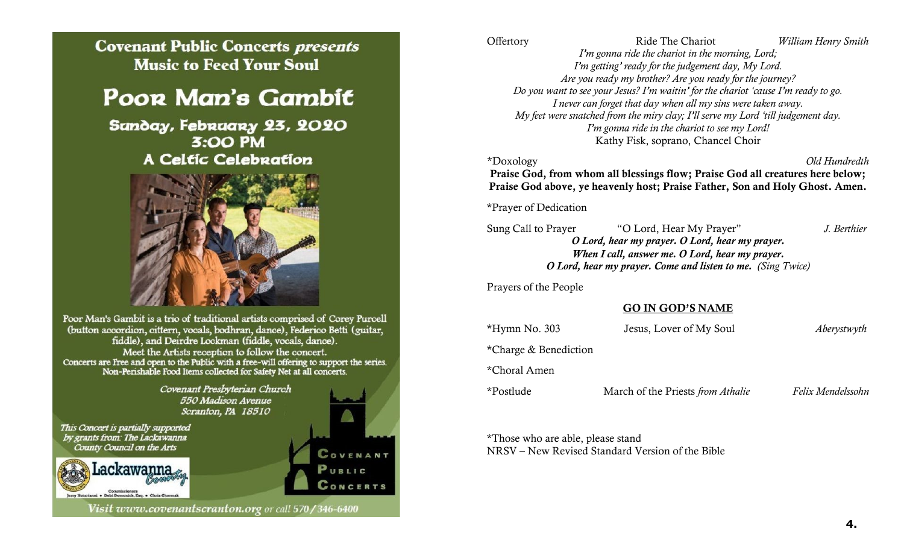Covenant Public Concerts *presents*
**Music to Feed Your Soul**

# Poor Man's Gambit

**Sunday, February 23, 2020**
**3:00 PM**
**A Celtic Celebration**

Poor Man's Gambit is a trio of traditional artists comprised of Corey Purcell (button accordion, cittern, vocals, bodhran, dance), Federico Betti (guitar, fiddle), and Deirdre Lockman (fiddle, vocals, dance).
Meet the Artists reception to follow the concert.
Concerts are Free and open to the Public with a free-will offering to support the series.
Non-Perishable Food Items collected for Safety Net at all concerts.

*Covenant Presbyterian Church*
*550 Madison Avenue*
*Scranton, PA 18510*

*This Concert is partially supported by grants from: The Lackawanna County Council on the Arts*

Lackawanna County
Commissioners
Jerry Notarianni • Debi Domenick, Esq. • Chris Chermak

Covenant Public Concerts

*Visit www.covenantscranton.org* or call 570/346-6400

Offertory — Ride The Chariot — *William Henry Smith*

*I'm gonna ride the chariot in the morning, Lord;*
*I'm getting' ready for the judgement day, My Lord.*
*Are you ready my brother? Are you ready for the journey?*
*Do you want to see your Jesus? I'm waitin' for the chariot 'cause I'm ready to go.*
*I never can forget that day when all my sins were taken away.*
*My feet were snatched from the miry clay; I'll serve my Lord 'till judgement day.*
*I'm gonna ride in the chariot to see my Lord!*
Kathy Fisk, soprano, Chancel Choir

*Doxology — *Old Hundredth*

**Praise God, from whom all blessings flow; Praise God all creatures here below; Praise God above, ye heavenly host; Praise Father, Son and Holy Ghost. Amen.**

*Prayer of Dedication

Sung Call to Prayer — "O Lord, Hear My Prayer" — *J. Berthier*

***O Lord, hear my prayer. O Lord, hear my prayer.***
***When I call, answer me. O Lord, hear my prayer.***
***O Lord, hear my prayer. Come and listen to me.*** *(Sing Twice)*

Prayers of the People

**GO IN GOD'S NAME**

*Hymn No. 303 — Jesus, Lover of My Soul — *Aberystwyth*

*Charge & Benediction

*Choral Amen

*Postlude — March of the Priests *from Athalie* — *Felix Mendelssohn*

*Those who are able, please stand
NRSV – New Revised Standard Version of the Bible